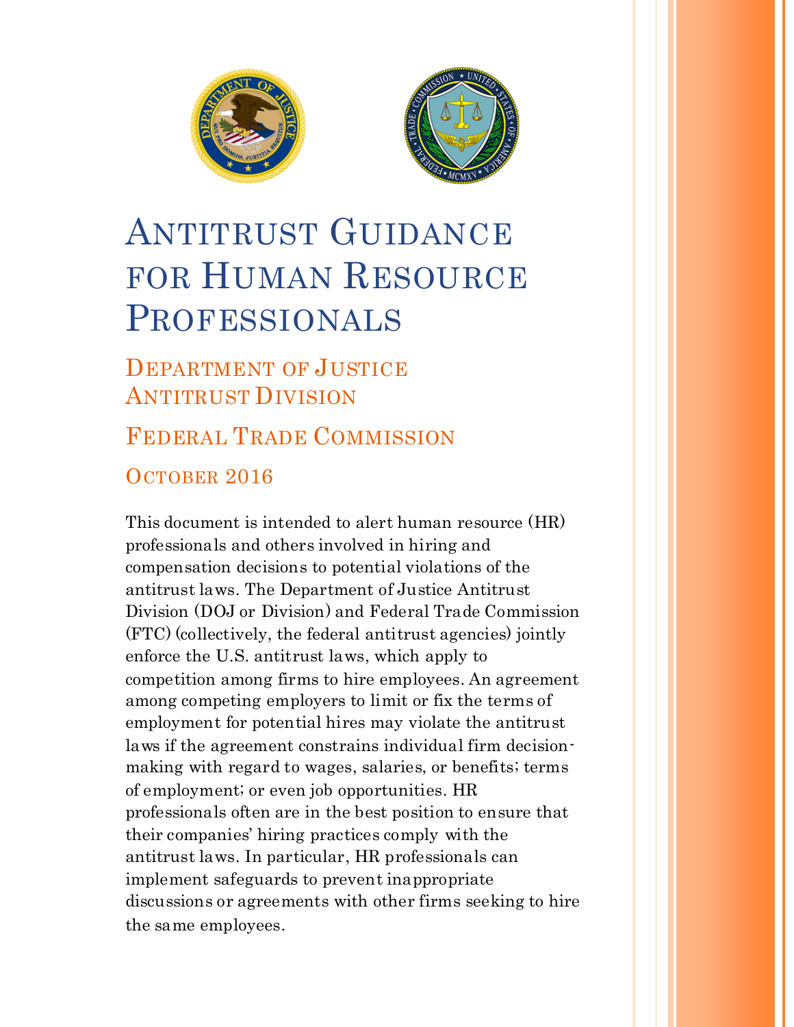# Antitrust Guidance for Human Resource Professionals

## Department of Justice Antitrust Division

## Federal Trade Commission

## October 2016

This document is intended to alert human resource (HR) professionals and others involved in hiring and compensation decisions to potential violations of the antitrust laws. The Department of Justice Antitrust Division (DOJ or Division) and Federal Trade Commission (FTC) (collectively, the federal antitrust agencies) jointly enforce the U.S. antitrust laws, which apply to competition among firms to hire employees. An agreement among competing employers to limit or fix the terms of employment for potential hires may violate the antitrust laws if the agreement constrains individual firm decision-making with regard to wages, salaries, or benefits; terms of employment; or even job opportunities. HR professionals often are in the best position to ensure that their companies' hiring practices comply with the antitrust laws. In particular, HR professionals can implement safeguards to prevent inappropriate discussions or agreements with other firms seeking to hire the same employees.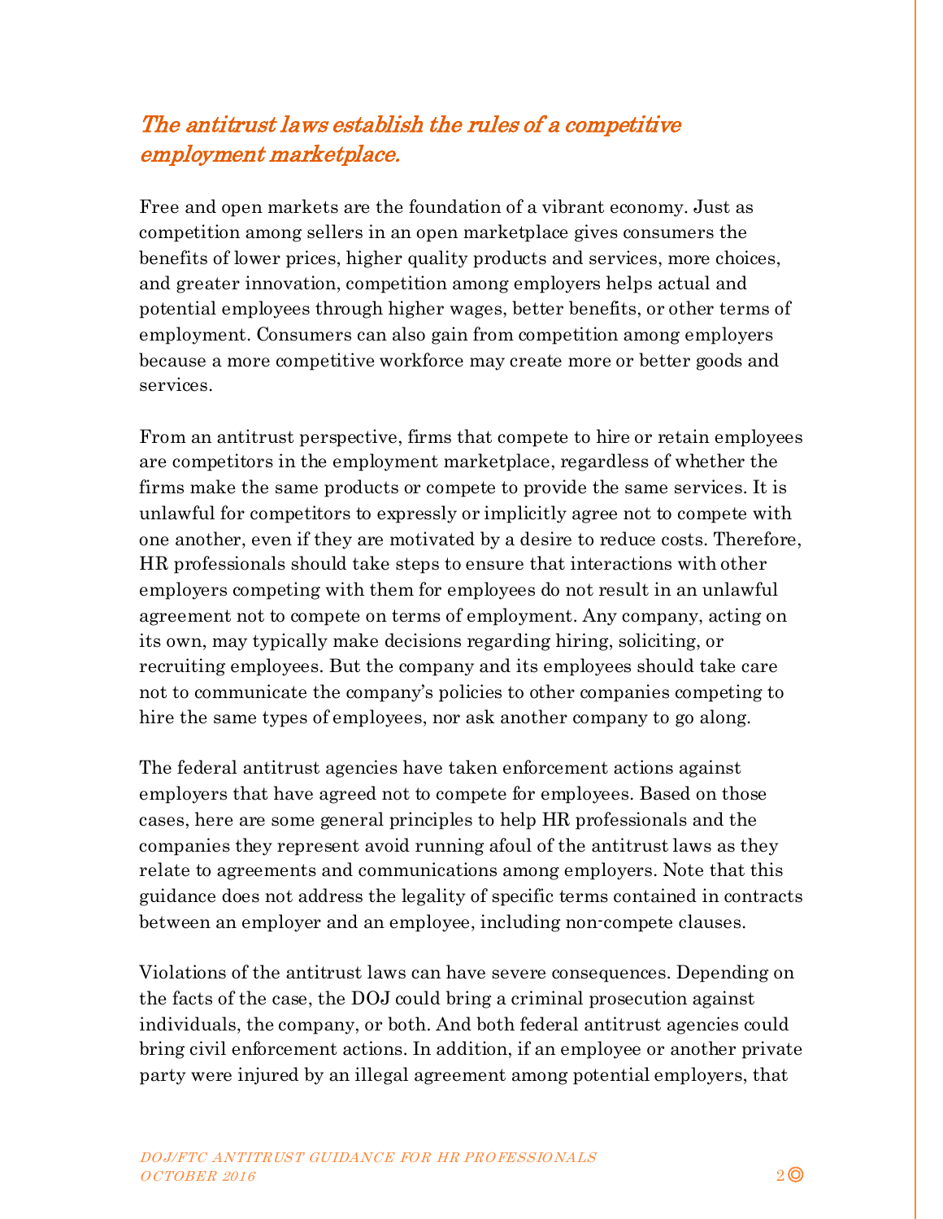## *The antitrust laws establish the rules of a competitive employment marketplace.*

Free and open markets are the foundation of a vibrant economy. Just as competition among sellers in an open marketplace gives consumers the benefits of lower prices, higher quality products and services, more choices, and greater innovation, competition among employers helps actual and potential employees through higher wages, better benefits, or other terms of employment. Consumers can also gain from competition among employers because a more competitive workforce may create more or better goods and services.

From an antitrust perspective, firms that compete to hire or retain employees are competitors in the employment marketplace, regardless of whether the firms make the same products or compete to provide the same services. It is unlawful for competitors to expressly or implicitly agree not to compete with one another, even if they are motivated by a desire to reduce costs. Therefore, HR professionals should take steps to ensure that interactions with other employers competing with them for employees do not result in an unlawful agreement not to compete on terms of employment. Any company, acting on its own, may typically make decisions regarding hiring, soliciting, or recruiting employees. But the company and its employees should take care not to communicate the company's policies to other companies competing to hire the same types of employees, nor ask another company to go along.

The federal antitrust agencies have taken enforcement actions against employers that have agreed not to compete for employees. Based on those cases, here are some general principles to help HR professionals and the companies they represent avoid running afoul of the antitrust laws as they relate to agreements and communications among employers. Note that this guidance does not address the legality of specific terms contained in contracts between an employer and an employee, including non-compete clauses.

Violations of the antitrust laws can have severe consequences. Depending on the facts of the case, the DOJ could bring a criminal prosecution against individuals, the company, or both. And both federal antitrust agencies could bring civil enforcement actions. In addition, if an employee or another private party were injured by an illegal agreement among potential employers, that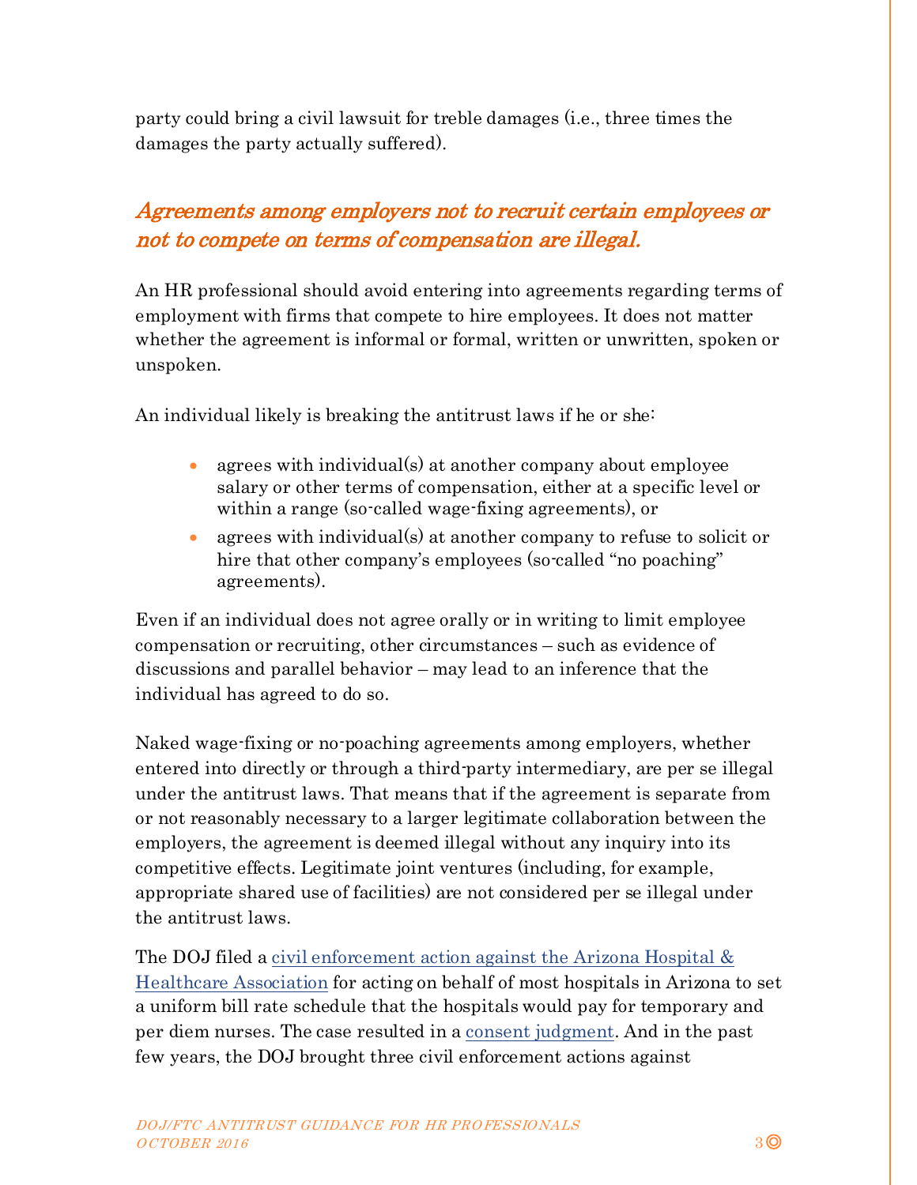party could bring a civil lawsuit for treble damages (i.e., three times the damages the party actually suffered).

## *Agreements among employers not to recruit certain employees or not to compete on terms of compensation are illegal.*

An HR professional should avoid entering into agreements regarding terms of employment with firms that compete to hire employees. It does not matter whether the agreement is informal or formal, written or unwritten, spoken or unspoken.

An individual likely is breaking the antitrust laws if he or she:

- agrees with individual(s) at another company about employee salary or other terms of compensation, either at a specific level or within a range (so-called wage-fixing agreements), or
- agrees with individual(s) at another company to refuse to solicit or hire that other company's employees (so-called "no poaching" agreements).

Even if an individual does not agree orally or in writing to limit employee compensation or recruiting, other circumstances – such as evidence of discussions and parallel behavior – may lead to an inference that the individual has agreed to do so.

Naked wage-fixing or no-poaching agreements among employers, whether entered into directly or through a third-party intermediary, are per se illegal under the antitrust laws. That means that if the agreement is separate from or not reasonably necessary to a larger legitimate collaboration between the employers, the agreement is deemed illegal without any inquiry into its competitive effects. Legitimate joint ventures (including, for example, appropriate shared use of facilities) are not considered per se illegal under the antitrust laws.

The DOJ filed a civil enforcement action against the Arizona Hospital & Healthcare Association for acting on behalf of most hospitals in Arizona to set a uniform bill rate schedule that the hospitals would pay for temporary and per diem nurses. The case resulted in a consent judgment. And in the past few years, the DOJ brought three civil enforcement actions against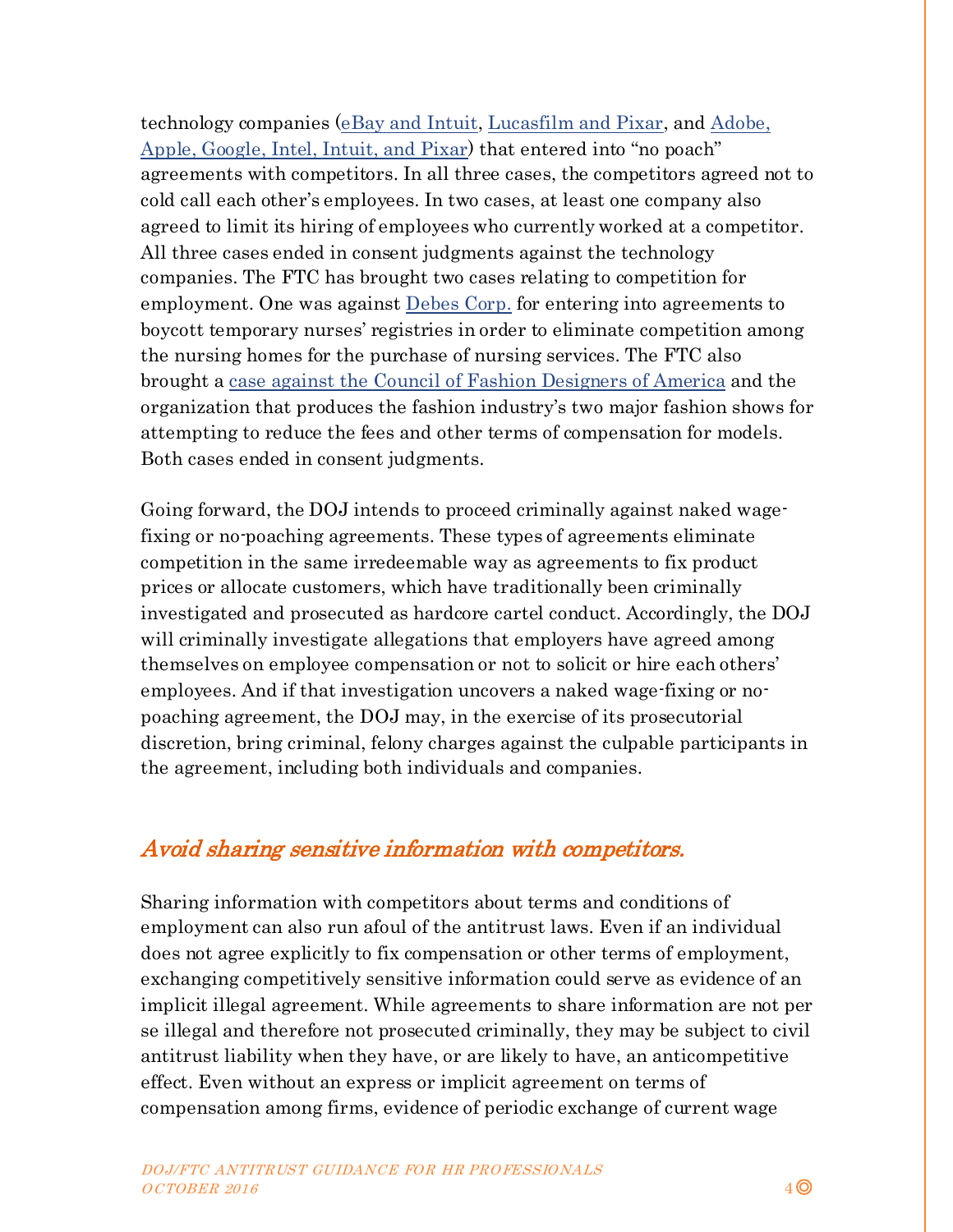technology companies (eBay and Intuit, Lucasfilm and Pixar, and Adobe, Apple, Google, Intel, Intuit, and Pixar) that entered into "no poach" agreements with competitors. In all three cases, the competitors agreed not to cold call each other's employees. In two cases, at least one company also agreed to limit its hiring of employees who currently worked at a competitor. All three cases ended in consent judgments against the technology companies. The FTC has brought two cases relating to competition for employment. One was against Debes Corp. for entering into agreements to boycott temporary nurses' registries in order to eliminate competition among the nursing homes for the purchase of nursing services. The FTC also brought a case against the Council of Fashion Designers of America and the organization that produces the fashion industry's two major fashion shows for attempting to reduce the fees and other terms of compensation for models. Both cases ended in consent judgments.

Going forward, the DOJ intends to proceed criminally against naked wage-fixing or no-poaching agreements. These types of agreements eliminate competition in the same irredeemable way as agreements to fix product prices or allocate customers, which have traditionally been criminally investigated and prosecuted as hardcore cartel conduct. Accordingly, the DOJ will criminally investigate allegations that employers have agreed among themselves on employee compensation or not to solicit or hire each others' employees. And if that investigation uncovers a naked wage-fixing or no-poaching agreement, the DOJ may, in the exercise of its prosecutorial discretion, bring criminal, felony charges against the culpable participants in the agreement, including both individuals and companies.

## *Avoid sharing sensitive information with competitors.*

Sharing information with competitors about terms and conditions of employment can also run afoul of the antitrust laws. Even if an individual does not agree explicitly to fix compensation or other terms of employment, exchanging competitively sensitive information could serve as evidence of an implicit illegal agreement. While agreements to share information are not per se illegal and therefore not prosecuted criminally, they may be subject to civil antitrust liability when they have, or are likely to have, an anticompetitive effect. Even without an express or implicit agreement on terms of compensation among firms, evidence of periodic exchange of current wage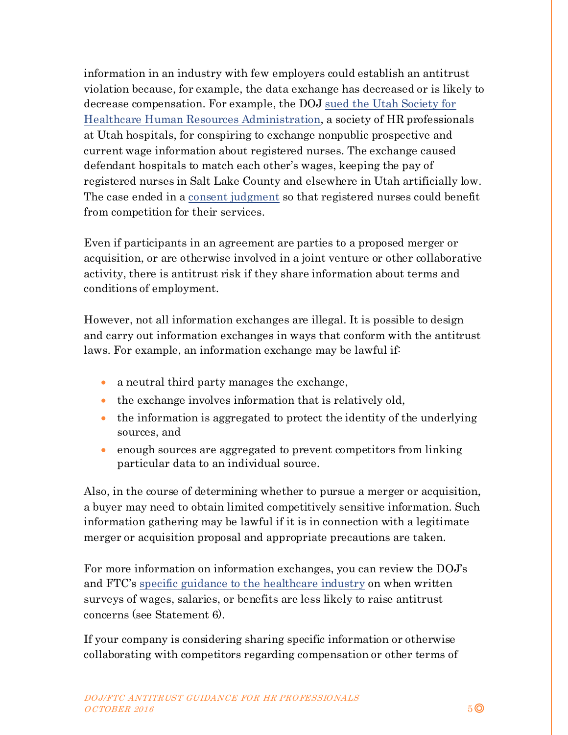information in an industry with few employers could establish an antitrust violation because, for example, the data exchange has decreased or is likely to decrease compensation. For example, the DOJ sued the Utah Society for Healthcare Human Resources Administration, a society of HR professionals at Utah hospitals, for conspiring to exchange nonpublic prospective and current wage information about registered nurses. The exchange caused defendant hospitals to match each other's wages, keeping the pay of registered nurses in Salt Lake County and elsewhere in Utah artificially low. The case ended in a consent judgment so that registered nurses could benefit from competition for their services.

Even if participants in an agreement are parties to a proposed merger or acquisition, or are otherwise involved in a joint venture or other collaborative activity, there is antitrust risk if they share information about terms and conditions of employment.

However, not all information exchanges are illegal. It is possible to design and carry out information exchanges in ways that conform with the antitrust laws. For example, an information exchange may be lawful if:

- a neutral third party manages the exchange,
- the exchange involves information that is relatively old,
- the information is aggregated to protect the identity of the underlying sources, and
- enough sources are aggregated to prevent competitors from linking particular data to an individual source.

Also, in the course of determining whether to pursue a merger or acquisition, a buyer may need to obtain limited competitively sensitive information. Such information gathering may be lawful if it is in connection with a legitimate merger or acquisition proposal and appropriate precautions are taken.

For more information on information exchanges, you can review the DOJ's and FTC's specific guidance to the healthcare industry on when written surveys of wages, salaries, or benefits are less likely to raise antitrust concerns (see Statement 6).

If your company is considering sharing specific information or otherwise collaborating with competitors regarding compensation or other terms of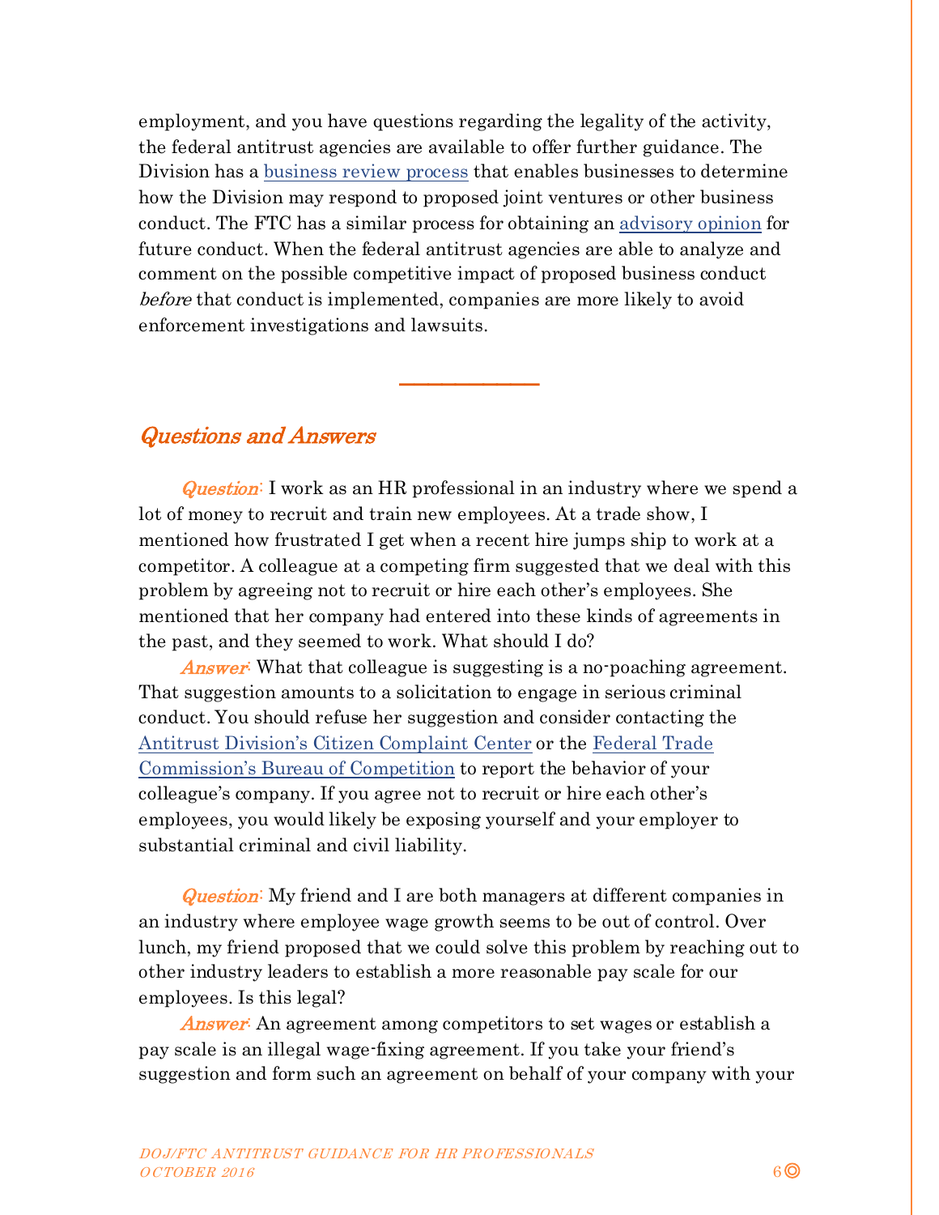employment, and you have questions regarding the legality of the activity, the federal antitrust agencies are available to offer further guidance. The Division has a [business review process]() that enables businesses to determine how the Division may respond to proposed joint ventures or other business conduct. The FTC has a similar process for obtaining an [advisory opinion]() for future conduct. When the federal antitrust agencies are able to analyze and comment on the possible competitive impact of proposed business conduct *before* that conduct is implemented, companies are more likely to avoid enforcement investigations and lawsuits.

---

## *Questions and Answers*

*Question*: I work as an HR professional in an industry where we spend a lot of money to recruit and train new employees. At a trade show, I mentioned how frustrated I get when a recent hire jumps ship to work at a competitor. A colleague at a competing firm suggested that we deal with this problem by agreeing not to recruit or hire each other's employees. She mentioned that her company had entered into these kinds of agreements in the past, and they seemed to work. What should I do?

*Answer*: What that colleague is suggesting is a no-poaching agreement. That suggestion amounts to a solicitation to engage in serious criminal conduct. You should refuse her suggestion and consider contacting the [Antitrust Division's Citizen Complaint Center]() or the [Federal Trade Commission's Bureau of Competition]() to report the behavior of your colleague's company. If you agree not to recruit or hire each other's employees, you would likely be exposing yourself and your employer to substantial criminal and civil liability.

*Question*: My friend and I are both managers at different companies in an industry where employee wage growth seems to be out of control. Over lunch, my friend proposed that we could solve this problem by reaching out to other industry leaders to establish a more reasonable pay scale for our employees. Is this legal?

*Answer*: An agreement among competitors to set wages or establish a pay scale is an illegal wage-fixing agreement. If you take your friend's suggestion and form such an agreement on behalf of your company with your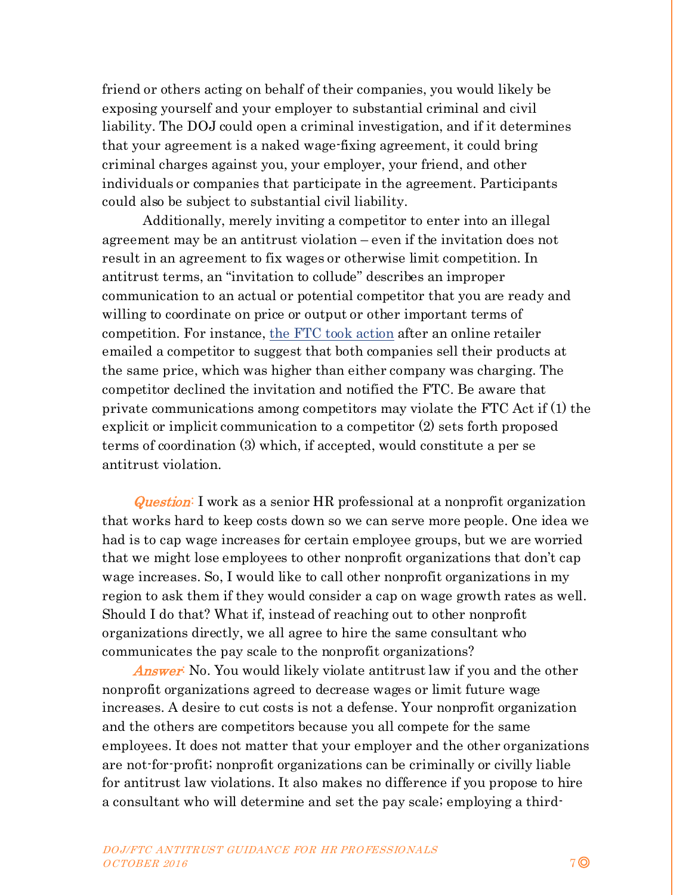friend or others acting on behalf of their companies, you would likely be exposing yourself and your employer to substantial criminal and civil liability. The DOJ could open a criminal investigation, and if it determines that your agreement is a naked wage-fixing agreement, it could bring criminal charges against you, your employer, your friend, and other individuals or companies that participate in the agreement. Participants could also be subject to substantial civil liability.

Additionally, merely inviting a competitor to enter into an illegal agreement may be an antitrust violation – even if the invitation does not result in an agreement to fix wages or otherwise limit competition. In antitrust terms, an "invitation to collude" describes an improper communication to an actual or potential competitor that you are ready and willing to coordinate on price or output or other important terms of competition. For instance, [the FTC took action] after an online retailer emailed a competitor to suggest that both companies sell their products at the same price, which was higher than either company was charging. The competitor declined the invitation and notified the FTC. Be aware that private communications among competitors may violate the FTC Act if (1) the explicit or implicit communication to a competitor (2) sets forth proposed terms of coordination (3) which, if accepted, would constitute a per se antitrust violation.

***Question***: I work as a senior HR professional at a nonprofit organization that works hard to keep costs down so we can serve more people. One idea we had is to cap wage increases for certain employee groups, but we are worried that we might lose employees to other nonprofit organizations that don't cap wage increases. So, I would like to call other nonprofit organizations in my region to ask them if they would consider a cap on wage growth rates as well. Should I do that? What if, instead of reaching out to other nonprofit organizations directly, we all agree to hire the same consultant who communicates the pay scale to the nonprofit organizations?

***Answer***: No. You would likely violate antitrust law if you and the other nonprofit organizations agreed to decrease wages or limit future wage increases. A desire to cut costs is not a defense. Your nonprofit organization and the others are competitors because you all compete for the same employees. It does not matter that your employer and the other organizations are not-for-profit; nonprofit organizations can be criminally or civilly liable for antitrust law violations. It also makes no difference if you propose to hire a consultant who will determine and set the pay scale; employing a third-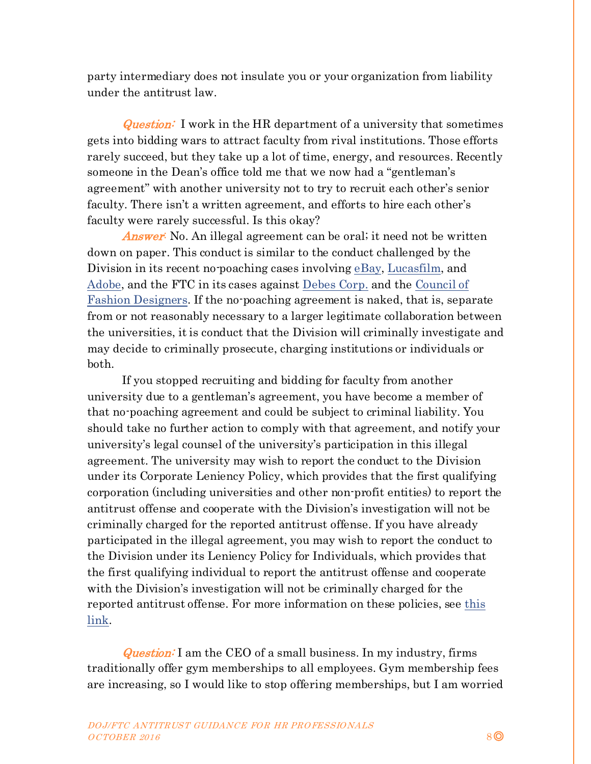party intermediary does not insulate you or your organization from liability under the antitrust law.

***Question:*** I work in the HR department of a university that sometimes gets into bidding wars to attract faculty from rival institutions. Those efforts rarely succeed, but they take up a lot of time, energy, and resources. Recently someone in the Dean's office told me that we now had a "gentleman's agreement" with another university not to try to recruit each other's senior faculty. There isn't a written agreement, and efforts to hire each other's faculty were rarely successful. Is this okay?

***Answer:*** No. An illegal agreement can be oral; it need not be written down on paper. This conduct is similar to the conduct challenged by the Division in its recent no-poaching cases involving eBay, Lucasfilm, and Adobe, and the FTC in its cases against Debes Corp. and the Council of Fashion Designers. If the no-poaching agreement is naked, that is, separate from or not reasonably necessary to a larger legitimate collaboration between the universities, it is conduct that the Division will criminally investigate and may decide to criminally prosecute, charging institutions or individuals or both.

If you stopped recruiting and bidding for faculty from another university due to a gentleman's agreement, you have become a member of that no-poaching agreement and could be subject to criminal liability. You should take no further action to comply with that agreement, and notify your university's legal counsel of the university's participation in this illegal agreement. The university may wish to report the conduct to the Division under its Corporate Leniency Policy, which provides that the first qualifying corporation (including universities and other non-profit entities) to report the antitrust offense and cooperate with the Division's investigation will not be criminally charged for the reported antitrust offense. If you have already participated in the illegal agreement, you may wish to report the conduct to the Division under its Leniency Policy for Individuals, which provides that the first qualifying individual to report the antitrust offense and cooperate with the Division's investigation will not be criminally charged for the reported antitrust offense. For more information on these policies, see this link.

***Question:*** I am the CEO of a small business. In my industry, firms traditionally offer gym memberships to all employees. Gym membership fees are increasing, so I would like to stop offering memberships, but I am worried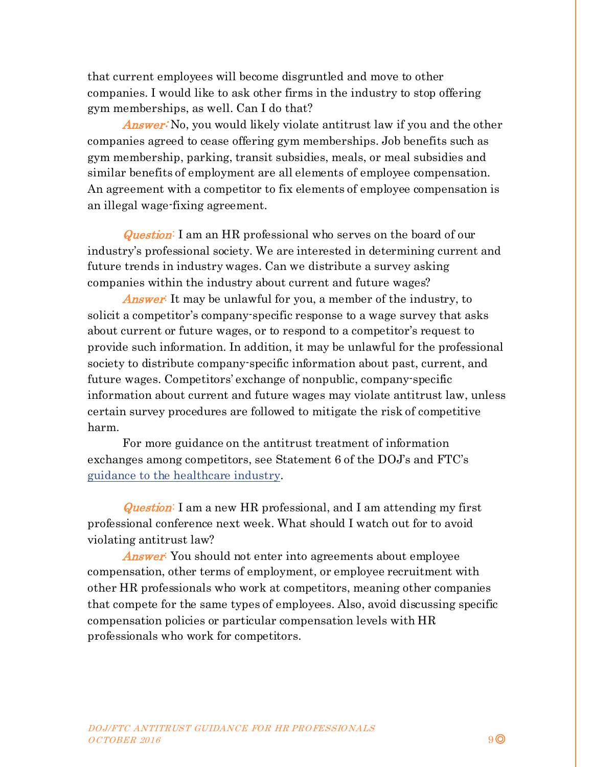that current employees will become disgruntled and move to other companies. I would like to ask other firms in the industry to stop offering gym memberships, as well. Can I do that?

*Answer:* No, you would likely violate antitrust law if you and the other companies agreed to cease offering gym memberships. Job benefits such as gym membership, parking, transit subsidies, meals, or meal subsidies and similar benefits of employment are all elements of employee compensation. An agreement with a competitor to fix elements of employee compensation is an illegal wage-fixing agreement.

*Question:* I am an HR professional who serves on the board of our industry's professional society. We are interested in determining current and future trends in industry wages. Can we distribute a survey asking companies within the industry about current and future wages?

*Answer:* It may be unlawful for you, a member of the industry, to solicit a competitor's company-specific response to a wage survey that asks about current or future wages, or to respond to a competitor's request to provide such information. In addition, it may be unlawful for the professional society to distribute company-specific information about past, current, and future wages. Competitors' exchange of nonpublic, company-specific information about current and future wages may violate antitrust law, unless certain survey procedures are followed to mitigate the risk of competitive harm.

For more guidance on the antitrust treatment of information exchanges among competitors, see Statement 6 of the DOJ's and FTC's guidance to the healthcare industry.

*Question:* I am a new HR professional, and I am attending my first professional conference next week. What should I watch out for to avoid violating antitrust law?

*Answer:* You should not enter into agreements about employee compensation, other terms of employment, or employee recruitment with other HR professionals who work at competitors, meaning other companies that compete for the same types of employees. Also, avoid discussing specific compensation policies or particular compensation levels with HR professionals who work for competitors.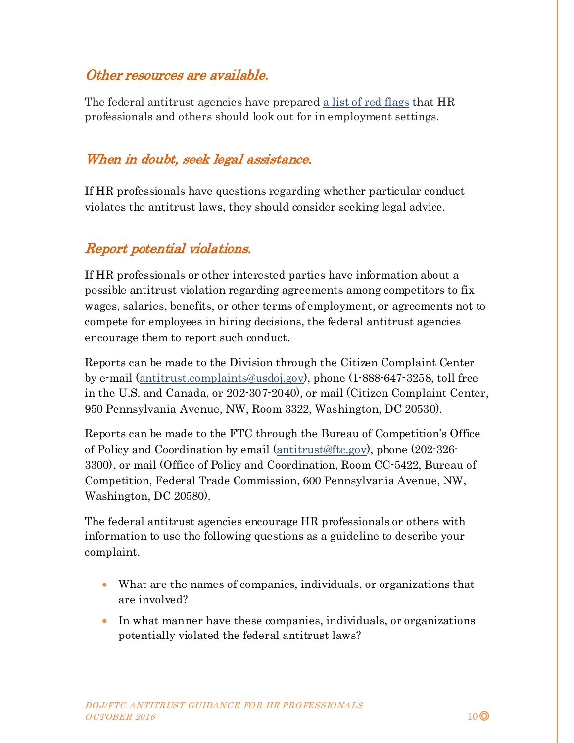## *Other resources are available.*

The federal antitrust agencies have prepared a list of red flags that HR professionals and others should look out for in employment settings.

## *When in doubt, seek legal assistance.*

If HR professionals have questions regarding whether particular conduct violates the antitrust laws, they should consider seeking legal advice.

## *Report potential violations.*

If HR professionals or other interested parties have information about a possible antitrust violation regarding agreements among competitors to fix wages, salaries, benefits, or other terms of employment, or agreements not to compete for employees in hiring decisions, the federal antitrust agencies encourage them to report such conduct.

Reports can be made to the Division through the Citizen Complaint Center by e-mail (antitrust.complaints@usdoj.gov), phone (1-888-647-3258, toll free in the U.S. and Canada, or 202-307-2040), or mail (Citizen Complaint Center, 950 Pennsylvania Avenue, NW, Room 3322, Washington, DC 20530).

Reports can be made to the FTC through the Bureau of Competition's Office of Policy and Coordination by email (antitrust@ftc.gov), phone (202-326-3300), or mail (Office of Policy and Coordination, Room CC-5422, Bureau of Competition, Federal Trade Commission, 600 Pennsylvania Avenue, NW, Washington, DC 20580).

The federal antitrust agencies encourage HR professionals or others with information to use the following questions as a guideline to describe your complaint.

- What are the names of companies, individuals, or organizations that are involved?
- In what manner have these companies, individuals, or organizations potentially violated the federal antitrust laws?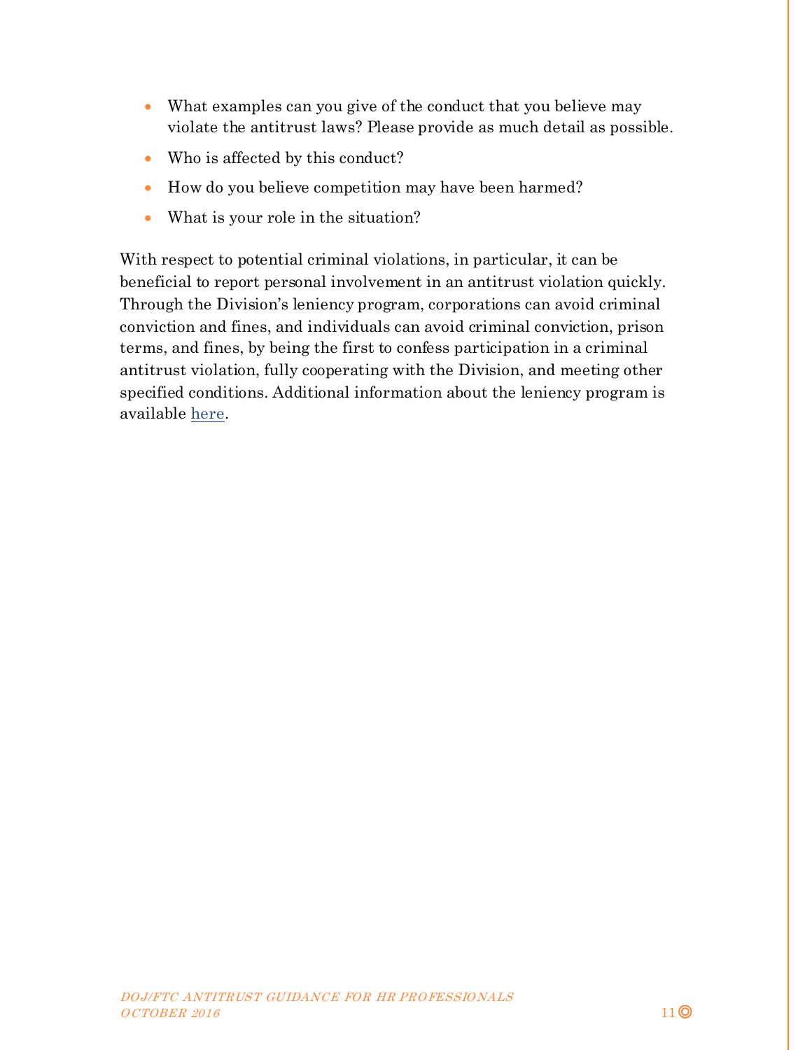- What examples can you give of the conduct that you believe may violate the antitrust laws? Please provide as much detail as possible.
- Who is affected by this conduct?
- How do you believe competition may have been harmed?
- What is your role in the situation?

With respect to potential criminal violations, in particular, it can be beneficial to report personal involvement in an antitrust violation quickly. Through the Division's leniency program, corporations can avoid criminal conviction and fines, and individuals can avoid criminal conviction, prison terms, and fines, by being the first to confess participation in a criminal antitrust violation, fully cooperating with the Division, and meeting other specified conditions. Additional information about the leniency program is available here.